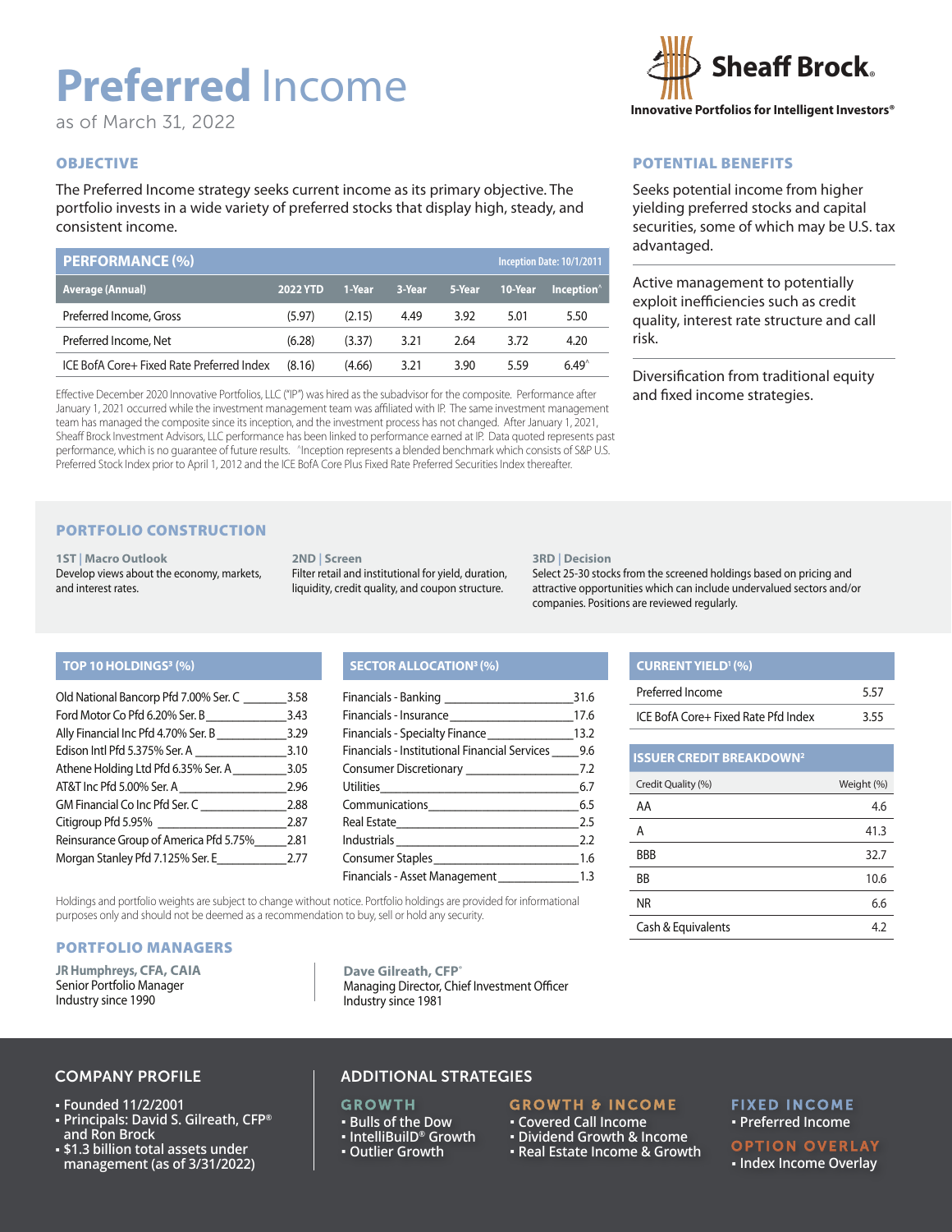# Preferred Income

as of March 31, 2022

Sheaff Brock®

Innovative Portfolios for Intelligent Investors®

## OBJECTIVE

The Preferred Income strategy seeks current income as its primary objective. The portfolio invests in a wide variety of preferred stocks that display high, steady, and consistent income.

## PERFORMANCE (%)

Inception Date: 10/1/2011

| Average (Annual) | 2022 YTD | 1-Year | 3-Year | 5-Year | 10-Year | Inception^ |
|---|---|---|---|---|---|---|
| Preferred Income, Gross | (5.97) | (2.15) | 4.49 | 3.92 | 5.01 | 5.50 |
| Preferred Income, Net | (6.28) | (3.37) | 3.21 | 2.64 | 3.72 | 4.20 |
| ICE BofA Core+ Fixed Rate Preferred Index | (8.16) | (4.66) | 3.21 | 3.90 | 5.59 | 6.49^ |

Effective December 2020 Innovative Portfolios, LLC ("IP") was hired as the subadvisor for the composite. Performance after January 1, 2021 occurred while the investment management team was affiliated with IP. The same investment management team has managed the composite since its inception, and the investment process has not changed. After January 1, 2021, Sheaff Brock Investment Advisors, LLC performance has been linked to performance earned at IP. Data quoted represents past performance, which is no guarantee of future results. ^Inception represents a blended benchmark which consists of S&P U.S. Preferred Stock Index prior to April 1, 2012 and the ICE BofA Core Plus Fixed Rate Preferred Securities Index thereafter.

## POTENTIAL BENEFITS

Seeks potential income from higher yielding preferred stocks and capital securities, some of which may be U.S. tax advantaged.

Active management to potentially exploit inefficiencies such as credit quality, interest rate structure and call risk.

Diversification from traditional equity and fixed income strategies.

## PORTFOLIO CONSTRUCTION

**1ST | Macro Outlook**
Develop views about the economy, markets, and interest rates.

**2ND | Screen**
Filter retail and institutional for yield, duration, liquidity, credit quality, and coupon structure.

**3RD | Decision**
Select 25-30 stocks from the screened holdings based on pricing and attractive opportunities which can include undervalued sectors and/or companies. Positions are reviewed regularly.

## TOP 10 HOLDINGS[3] (%)

| Holding | % |
|---|---|
| Old National Bancorp Pfd 7.00% Ser. C | 3.58 |
| Ford Motor Co Pfd 6.20% Ser. B | 3.43 |
| Ally Financial Inc Pfd 4.70% Ser. B | 3.29 |
| Edison Intl Pfd 5.375% Ser. A | 3.10 |
| Athene Holding Ltd Pfd 6.35% Ser. A | 3.05 |
| AT&T Inc Pfd 5.00% Ser. A | 2.96 |
| GM Financial Co Inc Pfd Ser. C | 2.88 |
| Citigroup Pfd 5.95% | 2.87 |
| Reinsurance Group of America Pfd 5.75% | 2.81 |
| Morgan Stanley Pfd 7.125% Ser. E | 2.77 |

## SECTOR ALLOCATION[3] (%)

| Sector | % |
|---|---|
| Financials - Banking | 31.6 |
| Financials - Insurance | 17.6 |
| Financials - Specialty Finance | 13.2 |
| Financials - Institutional Financial Services | 9.6 |
| Consumer Discretionary | 7.2 |
| Utilities | 6.7 |
| Communications | 6.5 |
| Real Estate | 2.5 |
| Industrials | 2.2 |
| Consumer Staples | 1.6 |
| Financials - Asset Management | 1.3 |

Holdings and portfolio weights are subject to change without notice. Portfolio holdings are provided for informational purposes only and should not be deemed as a recommendation to buy, sell or hold any security.

## CURRENT YIELD[1] (%)

| | |
|---|---|
| Preferred Income | 5.57 |
| ICE BofA Core+ Fixed Rate Pfd Index | 3.55 |

## ISSUER CREDIT BREAKDOWN[2]

| Credit Quality (%) | Weight (%) |
|---|---|
| AA | 4.6 |
| A | 41.3 |
| BBB | 32.7 |
| BB | 10.6 |
| NR | 6.6 |
| Cash & Equivalents | 4.2 |

## PORTFOLIO MANAGERS

**JR Humphreys, CFA, CAIA**
Senior Portfolio Manager
Industry since 1990

**Dave Gilreath, CFP®**
Managing Director, Chief Investment Officer
Industry since 1981

## COMPANY PROFILE

- Founded 11/2/2001
- Principals: David S. Gilreath, CFP® and Ron Brock
- $1.3 billion total assets under management (as of 3/31/2022)

## ADDITIONAL STRATEGIES

**GROWTH**
- Bulls of the Dow
- IntelliBuilD® Growth
- Outlier Growth

**GROWTH & INCOME**
- Covered Call Income
- Dividend Growth & Income
- Real Estate Income & Growth

**FIXED INCOME**
- Preferred Income

**OPTION OVERLAY**
- Index Income Overlay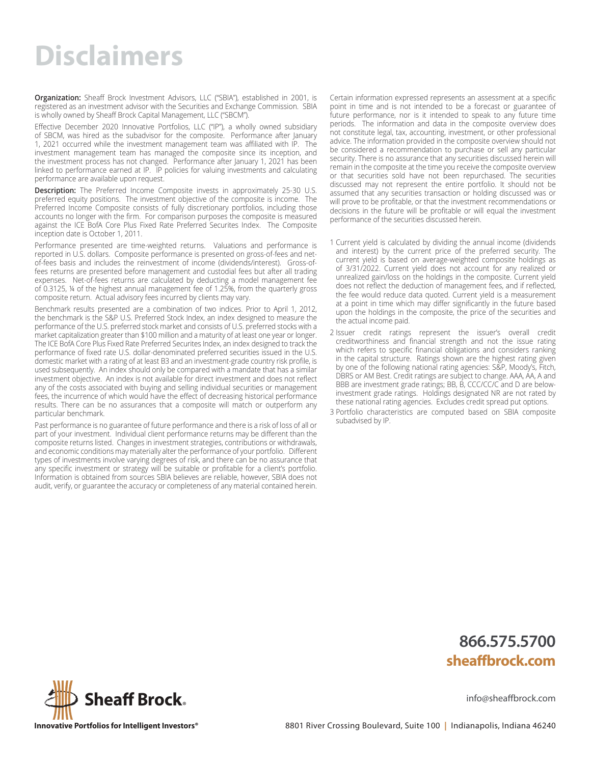# Disclaimers

**Organization:** Sheaff Brock Investment Advisors, LLC ("SBIA"), established in 2001, is registered as an investment advisor with the Securities and Exchange Commission. SBIA is wholly owned by Sheaff Brock Capital Management, LLC ("SBCM").

Effective December 2020 Innovative Portfolios, LLC ("IP"), a wholly owned subsidiary of SBCM, was hired as the subadvisor for the composite. Performance after January 1, 2021 occurred while the investment management team was affiliated with IP. The investment management team has managed the composite since its inception, and the investment process has not changed. Performance after January 1, 2021 has been linked to performance earned at IP. IP policies for valuing investments and calculating performance are available upon request.

**Description:** The Preferred Income Composite invests in approximately 25-30 U.S. preferred equity positions. The investment objective of the composite is income. The Preferred Income Composite consists of fully discretionary portfolios, including those accounts no longer with the firm. For comparison purposes the composite is measured against the ICE BofA Core Plus Fixed Rate Preferred Securites Index. The Composite inception date is October 1, 2011.

Performance presented are time-weighted returns. Valuations and performance is reported in U.S. dollars. Composite performance is presented on gross-of-fees and net-of-fees basis and includes the reinvestment of income (dividends/interest). Gross-of-fees returns are presented before management and custodial fees but after all trading expenses. Net-of-fees returns are calculated by deducting a model management fee of 0.3125, ¼ of the highest annual management fee of 1.25%, from the quarterly gross composite return. Actual advisory fees incurred by clients may vary.

Benchmark results presented are a combination of two indices. Prior to April 1, 2012, the benchmark is the S&P U.S. Preferred Stock Index, an index designed to measure the performance of the U.S. preferred stock market and consists of U.S. preferred stocks with a market capitalization greater than $100 million and a maturity of at least one year or longer. The ICE BofA Core Plus Fixed Rate Preferred Securites Index, an index designed to track the performance of fixed rate U.S. dollar-denominated preferred securities issued in the U.S. domestic market with a rating of at least B3 and an investment-grade country risk profile, is used subsequently. An index should only be compared with a mandate that has a similar investment objective. An index is not available for direct investment and does not reflect any of the costs associated with buying and selling individual securities or management fees, the incurrence of which would have the effect of decreasing historical performance results. There can be no assurances that a composite will match or outperform any particular benchmark.

Past performance is no guarantee of future performance and there is a risk of loss of all or part of your investment. Individual client performance returns may be different than the composite returns listed. Changes in investment strategies, contributions or withdrawals, and economic conditions may materially alter the performance of your portfolio. Different types of investments involve varying degrees of risk, and there can be no assurance that any specific investment or strategy will be suitable or profitable for a client's portfolio. Information is obtained from sources SBIA believes are reliable, however, SBIA does not audit, verify, or guarantee the accuracy or completeness of any material contained herein.

Certain information expressed represents an assessment at a specific point in time and is not intended to be a forecast or guarantee of future performance, nor is it intended to speak to any future time periods. The information and data in the composite overview does not constitute legal, tax, accounting, investment, or other professional advice. The information provided in the composite overview should not be considered a recommendation to purchase or sell any particular security. There is no assurance that any securities discussed herein will remain in the composite at the time you receive the composite overview or that securities sold have not been repurchased. The securities discussed may not represent the entire portfolio. It should not be assumed that any securities transaction or holding discussed was or will prove to be profitable, or that the investment recommendations or decisions in the future will be profitable or will equal the investment performance of the securities discussed herein.

1 Current yield is calculated by dividing the annual income (dividends and interest) by the current price of the preferred security. The current yield is based on average-weighted composite holdings as of 3/31/2022. Current yield does not account for any realized or unrealized gain/loss on the holdings in the composite. Current yield does not reflect the deduction of management fees, and if reflected, the fee would reduce data quoted. Current yield is a measurement at a point in time which may differ significantly in the future based upon the holdings in the composite, the price of the securities and the actual income paid.

2 Issuer credit ratings represent the issuer's overall credit creditworthiness and financial strength and not the issue rating which refers to specific financial obligations and considers ranking in the capital structure. Ratings shown are the highest rating given by one of the following national rating agencies: S&P, Moody's, Fitch, DBRS or AM Best. Credit ratings are subject to change. AAA, AA, A and BBB are investment grade ratings; BB, B, CCC/CC/C and D are below-investment grade ratings. Holdings designated NR are not rated by these national rating agencies. Excludes credit spread put options.

3 Portfolio characteristics are computed based on SBIA composite subadvised by IP.

**866.575.5700**
**sheaffbrock.com**

info@sheaffbrock.com

**Sheaff Brock®**
**Innovative Portfolios for Intelligent Investors®**

8801 River Crossing Boulevard, Suite 100 | Indianapolis, Indiana 46240